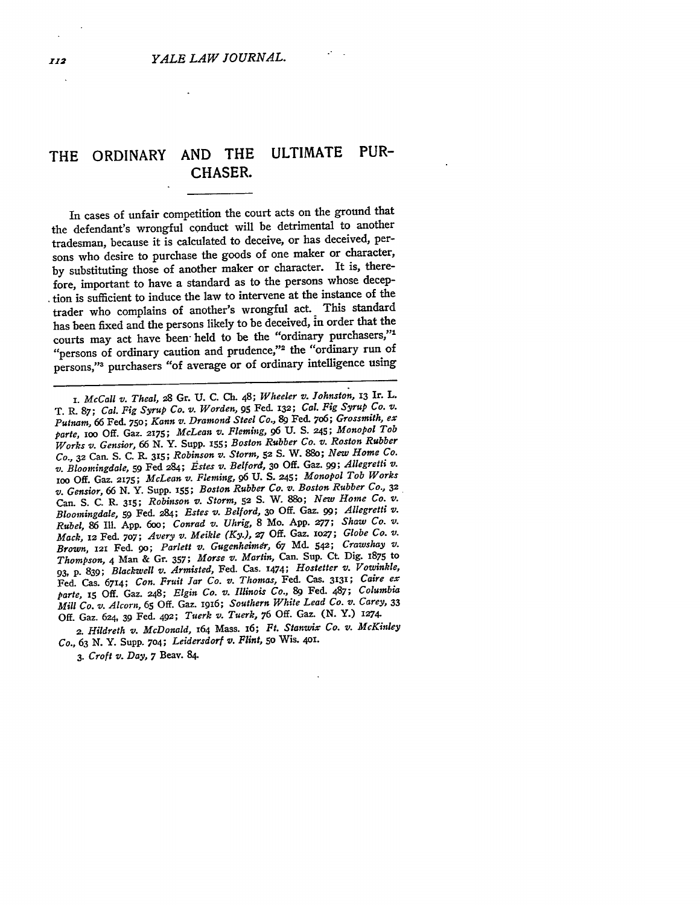# THE ORDINARY AND THE ULTIMATE PURCHASER.

In cases of unfair competition the court acts on the ground that the defendant's wrongful conduct will be detrimental to another tradesman, because it is calculated to deceive, or has deceived, persons who desire to purchase the goods of one maker or character, by substituting those of another maker or character. It is, therefore, important to have a standard as to the persons whose deception is sufficient to induce the law to intervene at the instance of the trader who complains of another's wrongful act. This standard has been fixed and the persons likely to be deceived, in order that the courts may act have been held to be the "ordinary purchasers,"[1] "persons of ordinary caution and prudence,"[2] the "ordinary run of persons,"[3] purchasers "of average or of ordinary intelligence using

---

1. *McCall v. Theal*, 28 Gr. U. C. Ch. 48; *Wheeler v. Johnston*, 13 Ir. L. T. R. 87; *Cal. Fig Syrup Co. v. Worden*, 95 Fed. 132; *Cal. Fig Syrup Co. v. Putnam*, 66 Fed. 750; *Kann v. Dramond Steel Co.*, 89 Fed. 706; *Grossmith, ex parte*, 100 Off. Gaz. 2175; *McLean v. Fleming*, 96 U. S. 245; *Monopol Tob Works v. Gensior*, 66 N. Y. Supp. 155; *Boston Rubber Co. v. Roston Rubber Co.*, 32 Can. S. C. R. 315; *Robinson v. Storm*, 52 S. W. 880; *New Home Co. v. Bloomingdale*, 59 Fed 284; *Estes v. Belford*, 30 Off. Gaz. 99; *Allegretti v.* 100 Off. Gaz. 2175; *McLean v. Fleming*, 96 U. S. 245; *Monopol Tob Works v. Gensior*, 66 N. Y. Supp. 155; *Boston Rubber Co. v. Boston Rubber Co.*, 32 Can. S. C. R. 315; *Robinson v. Storm*, 52 S. W. 880; *New Home Co. v. Bloomingdale*, 59 Fed. 284; *Estes v. Belford*, 30 Off. Gaz. 99; *Allegretti v. Rubel*, 86 Ill. App. 600; *Conrad v. Uhrig*, 8 Mo. App. 277; *Shaw Co. v. Mack*, 12 Fed. 707; *Avery v. Meikle (Ky.)*, 27 Off. Gaz. 1027; *Globe Co. v. Brown*, 121 Fed. 90; *Parlett v. Gugenheimer*, 67 Md. 542; *Crawshay v. Thompson*, 4 Man & Gr. 357; *Morse v. Martin*, Can. Sup. Ct. Dig. 1875 to 93, p. 839; *Blackwell v. Armisted*, Fed. Cas. 1474; *Hostetter v. Vowinkle*, Fed. Cas. 6714; *Con. Fruit Jar Co. v. Thomas*, Fed. Cas. 3131; *Caire ex parte*, 15 Off. Gaz. 248; *Elgin Co. v. Illinois Co.*, 89 Fed. 487; *Columbia Mill Co. v. Alcorn*, 65 Off. Gaz. 1916; *Southern White Lead Co. v. Carey*, 33 Off. Gaz. 624, 39 Fed. 492; *Tuerk v. Tuerk*, 76 Off. Gaz. (N. Y.) 1274.

2. *Hildreth v. McDonald*, 164 Mass. 16; *Ft. Stanwix Co. v. McKinley Co.*, 63 N. Y. Supp. 704; *Leidersdorf v. Flint*, 50 Wis. 401.

3. *Croft v. Day*, 7 Beav. 84.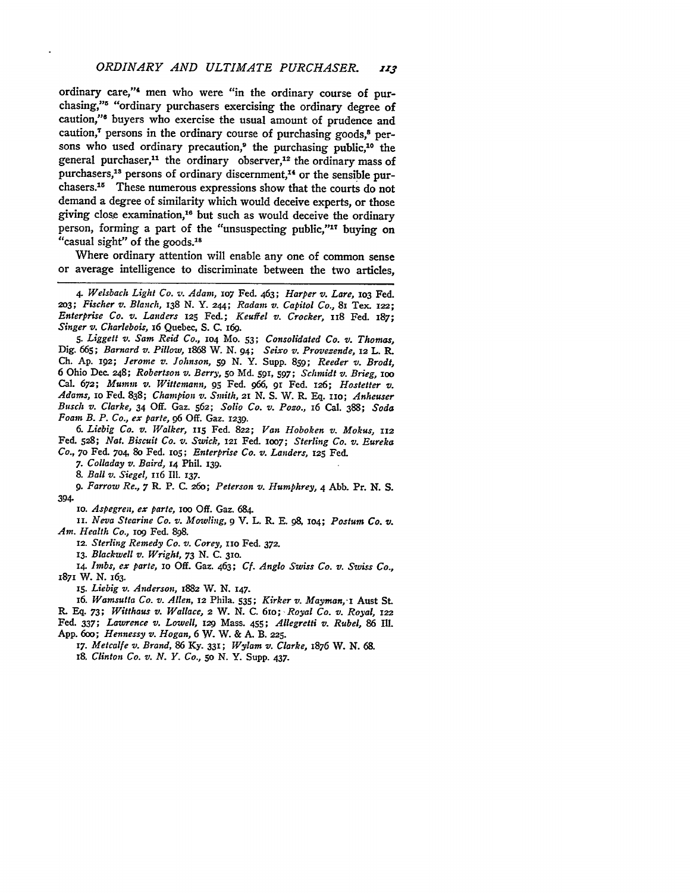ordinary care,"[4] men who were "in the ordinary course of purchasing,"[5] "ordinary purchasers exercising the ordinary degree of caution,"[6] buyers who exercise the usual amount of prudence and caution,[7] persons in the ordinary course of purchasing goods,[8] persons who used ordinary precaution,[9] the purchasing public,[10] the general purchaser,[11] the ordinary observer,[12] the ordinary mass of purchasers,[13] persons of ordinary discernment,[14] or the sensible purchasers.[15] These numerous expressions show that the courts do not demand a degree of similarity which would deceive experts, or those giving close examination,[16] but such as would deceive the ordinary person, forming a part of the "unsuspecting public,"[17] buying on "casual sight" of the goods.[18]

Where ordinary attention will enable any one of common sense or average intelligence to discriminate between the two articles,

---

4. *Welsbach Light Co. v. Adam,* 107 Fed. 463; *Harper v. Lare,* 103 Fed. 203; *Fischer v. Blanch,* 138 N. Y. 244; *Radam v. Capitol Co.,* 81 Tex. 122; *Enterprise Co. v. Landers* 125 Fed.; *Keuffel v. Crocker,* 118 Fed. 187; *Singer v. Charlebois,* 16 Quebec, S. C. 169.

5. *Liggett v. Sam Reid Co.,* 104 Mo. 53; *Consolidated Co. v. Thomas,* Dig. 665; *Barnard v. Pillow,* 1868 W. N. 94; *Seixo v. Provezende,* 12 L. R. Ch. Ap. 192; *Jerome v. Johnson,* 59 N. Y. Supp. 859; *Reeder v. Brodt,* 6 Ohio Dec. 248; *Robertson v. Berry,* 50 Md. 591, 597; *Schmidt v. Brieg,* 100 Cal. 672; *Mumm v. Wittemann,* 95 Fed. 966, 91 Fed. 126; *Hostetter v. Adams,* 10 Fed. 838; *Champion v. Smith,* 21 N. S. W. R. Eq. 110; *Anheuser Busch v. Clarke,* 34 Off. Gaz. 562; *Solio Co. v. Pozo.,* 16 Cal. 388; *Soda Foam B. P. Co., ex parte,* 96 Off. Gaz. 1239.

6. *Liebig Co. v. Walker,* 115 Fed. 822; *Van Hoboken v. Mokus,* 112 Fed. 528; *Nat. Biscuit Co. v. Swick,* 121 Fed. 1007; *Sterling Co. v. Eureka Co.,* 70 Fed. 704, 80 Fed. 105; *Enterprise Co. v. Landers,* 125 Fed.

7. *Colladay v. Baird,* 14 Phil. 139.

8. *Ball v. Siegel,* 116 Ill. 137.

9. *Farrow Re.,* 7 R. P. C. 260; *Peterson v. Humphrey,* 4 Abb. Pr. N. S. 394.

10. *Aspegren, ex parte,* 100 Off. Gaz. 684.

11. *Neva Stearine Co. v. Mowling,* 9 V. L. R. E. 98, 104; *Postum Co. v. Am. Health Co.,* 109 Fed. 898.

12. *Sterling Remedy Co. v. Corey,* 110 Fed. 372.

13. *Blackwell v. Wright,* 73 N. C. 310.

14. *Imbs, ex parte,* 10 Off. Gaz. 463; *Cf. Anglo Swiss Co. v. Swiss Co.,* 1871 W. N. 163.

15. *Liebig v. Anderson,* 1882 W. N. 147.

16. *Wamsutta Co. v. Allen,* 12 Phila. 535; *Kirker v. Mayman,* 1 Aust St. R. Eq. 73; *Witthaus v. Wallace,* 2 W. N. C. 610; *Royal Co. v. Royal,* 122 Fed. 337; *Lawrence v. Lowell,* 129 Mass. 455; *Allegretti v. Rubel,* 86 Ill. App. 600; *Hennessy v. Hogan,* 6 W. W. & A. B. 225.

17. *Metcalfe v. Brand,* 86 Ky. 331; *Wylam v. Clarke,* 1876 W. N. 68.

18. *Clinton Co. v. N. Y. Co.,* 50 N. Y. Supp. 437.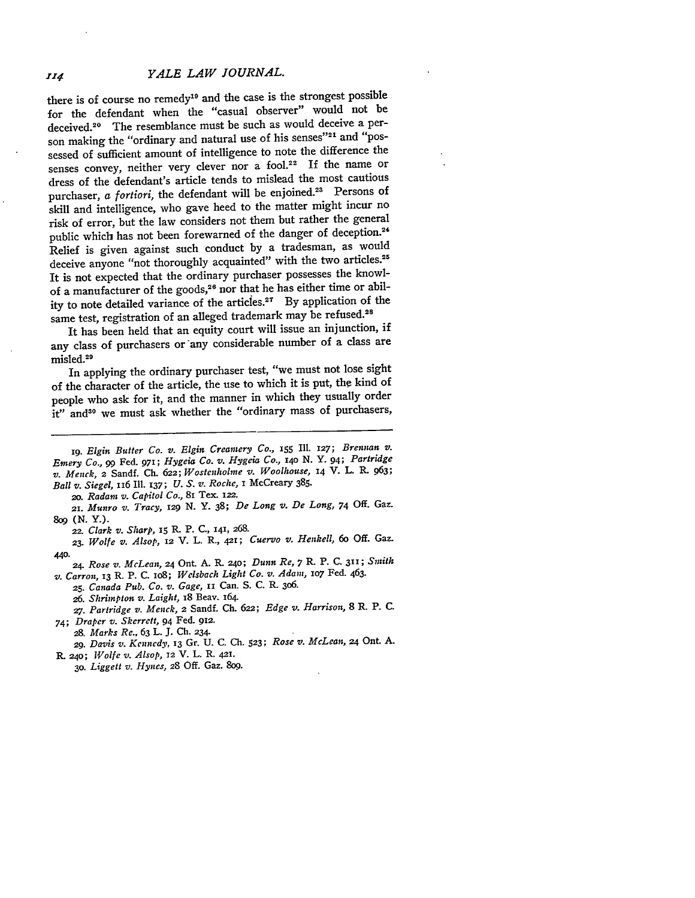there is of course no remedy[19] and the case is the strongest possible for the defendant when the "casual observer" would not be deceived.[20] The resemblance must be such as would deceive a person making the "ordinary and natural use of his senses"[21] and "possessed of sufficient amount of intelligence to note the difference the senses convey, neither very clever nor a fool.[22] If the name or dress of the defendant's article tends to mislead the most cautious purchaser, *a fortiori*, the defendant will be enjoined.[23] Persons of skill and intelligence, who gave heed to the matter might incur no risk of error, but the law considers not them but rather the general public which has not been forewarned of the danger of deception.[24] Relief is given against such conduct by a tradesman, as would deceive anyone "not thoroughly acquainted" with the two articles.[25] It is not expected that the ordinary purchaser possesses the knowl- of a manufacturer of the goods,[26] nor that he has either time or ability to note detailed variance of the articles.[27] By application of the same test, registration of an alleged trademark may be refused.[28]

It has been held that an equity court will issue an injunction, if any class of purchasers or any considerable number of a class are misled.[29]

In applying the ordinary purchaser test, "we must not lose sight of the character of the article, the use to which it is put, the kind of people who ask for it, and the manner in which they usually order it" and[30] we must ask whether the "ordinary mass of purchasers,

---

19. *Elgin Butter Co. v. Elgin Creamery Co.*, 155 Ill. 127; *Brennan v. Emery Co.*, 99 Fed. 971; *Hygeia Co. v. Hygeia Co.*, 140 N. Y. 94; *Partridge v. Menck*, 2 Sandf. Ch. 622; *Wostenholme v. Woolhouse*, 14 V. L. R. 963; *Ball v. Siegel*, 116 Ill. 137; *U. S. v. Roche*, 1 McCreary 385.

20. *Radam v. Capitol Co.*, 81 Tex. 122.

21. *Munro v. Tracy*, 129 N. Y. 38; *De Long v. De Long*, 74 Off. Gaz. 809 (N. Y.).

22. *Clark v. Sharp*, 15 R. P. C., 141, 268.

23. *Wolfe v. Alsop*, 12 V. L. R., 421; *Cuervo v. Henkell*, 60 Off. Gaz. 440.

24. *Rose v. McLean*, 24 Ont. A. R. 240; *Dunn Re*, 7 R. P. C. 311; *Smith v. Carron*, 13 R. P. C. 108; *Welsbach Light Co. v. Adam*, 107 Fed. 463.

25. *Canada Pub. Co. v. Gage*, 11 Can. S. C. R. 306.

26. *Shrimpton v. Laight*, 18 Beav. 164.

27. *Partridge v. Menck*, 2 Sandf. Ch. 622; *Edge v. Harrison*, 8 R. P. C. 74; *Draper v. Skerrett*, 94 Fed. 912.

28. *Marks Re.*, 63 L. J. Ch. 234.

29. *Davis v. Kennedy*, 13 Gr. U. C. Ch. 523; *Rose v. McLean*, 24 Ont. A. R. 240; *Wolfe v. Alsop*, 12 V. L. R. 421.

30. *Liggett v. Hynes*, 28 Off. Gaz. 809.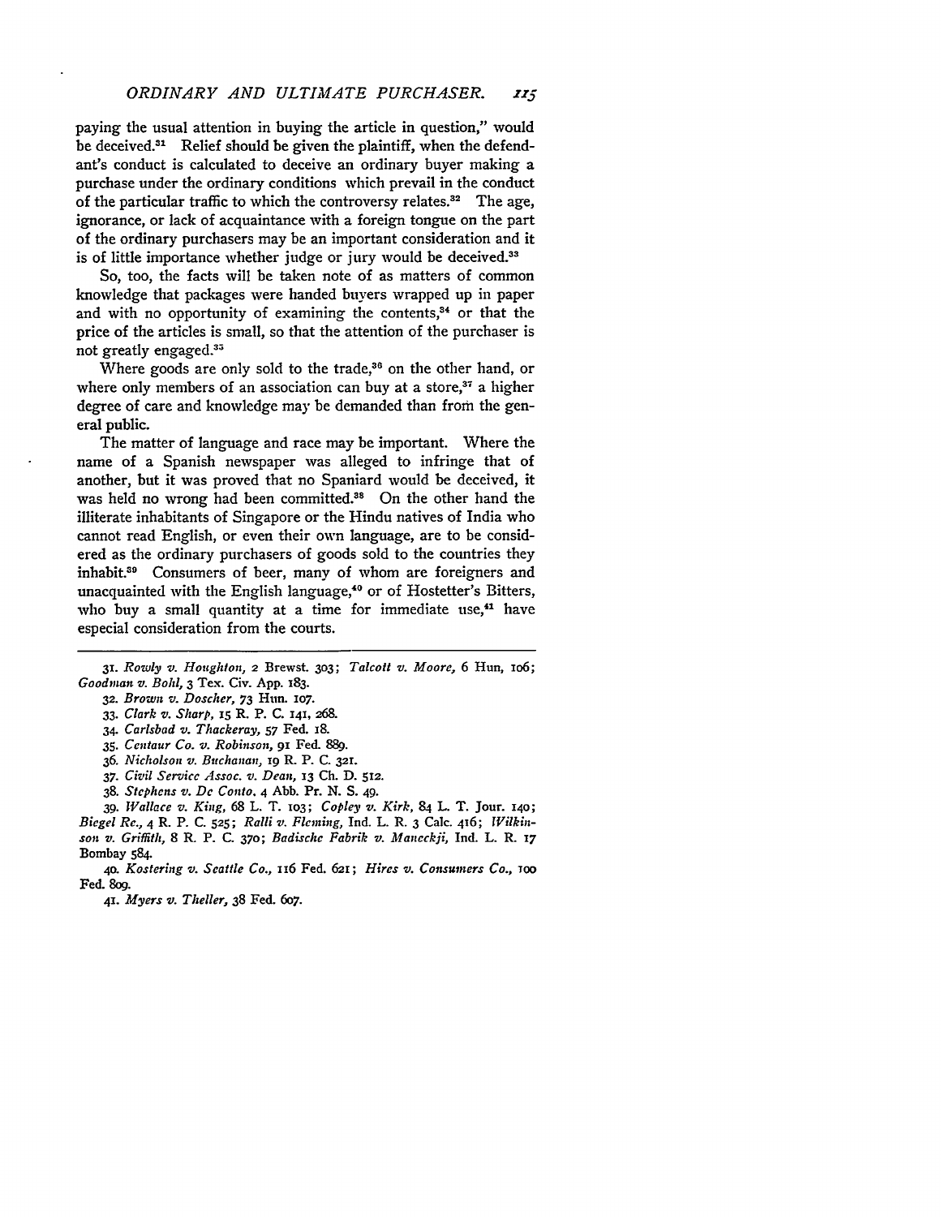paying the usual attention in buying the article in question," would be deceived.[31] Relief should be given the plaintiff, when the defendant's conduct is calculated to deceive an ordinary buyer making a purchase under the ordinary conditions which prevail in the conduct of the particular traffic to which the controversy relates.[32] The age, ignorance, or lack of acquaintance with a foreign tongue on the part of the ordinary purchasers may be an important consideration and it is of little importance whether judge or jury would be deceived.[33]

So, too, the facts will be taken note of as matters of common knowledge that packages were handed buyers wrapped up in paper and with no opportunity of examining the contents,[34] or that the price of the articles is small, so that the attention of the purchaser is not greatly engaged.[35]

Where goods are only sold to the trade,[36] on the other hand, or where only members of an association can buy at a store,[37] a higher degree of care and knowledge may be demanded than from the general public.

The matter of language and race may be important. Where the name of a Spanish newspaper was alleged to infringe that of another, but it was proved that no Spaniard would be deceived, it was held no wrong had been committed.[38] On the other hand the illiterate inhabitants of Singapore or the Hindu natives of India who cannot read English, or even their own language, are to be considered as the ordinary purchasers of goods sold to the countries they inhabit.[39] Consumers of beer, many of whom are foreigners and unacquainted with the English language,[40] or of Hostetter's Bitters, who buy a small quantity at a time for immediate use,[41] have especial consideration from the courts.

---

31. *Rowly v. Houghton*, 2 Brewst. 303; *Talcott v. Moore*, 6 Hun, 106; *Goodman v. Bohl*, 3 Tex. Civ. App. 183.

32. *Brown v. Doscher*, 73 Hun. 107.

33. *Clark v. Sharp*, 15 R. P. C. 141, 268.

34. *Carlsbad v. Thackeray*, 57 Fed. 18.

35. *Centaur Co. v. Robinson*, 91 Fed. 889.

36. *Nicholson v. Buchanan*, 19 R. P. C. 321.

37. *Civil Service Assoc. v. Dean*, 13 Ch. D. 512.

38. *Stephens v. De Conto*, 4 Abb. Pr. N. S. 49.

39. *Wallace v. King*, 68 L. T. 103; *Copley v. Kirk*, 84 L. T. Jour. 140; *Biegel Re.*, 4 R. P. C. 525; *Ralli v. Fleming*, Ind. L. R. 3 Calc. 416; *Wilkinson v. Griffith*, 8 R. P. C. 370; *Badische Fabrik v. Maneckji*, Ind. L. R. 17 Bombay 584.

40. *Kostering v. Seattle Co.*, 116 Fed. 621; *Hires v. Consumers Co.*, 100 Fed. 809.

41. *Myers v. Theller*, 38 Fed. 607.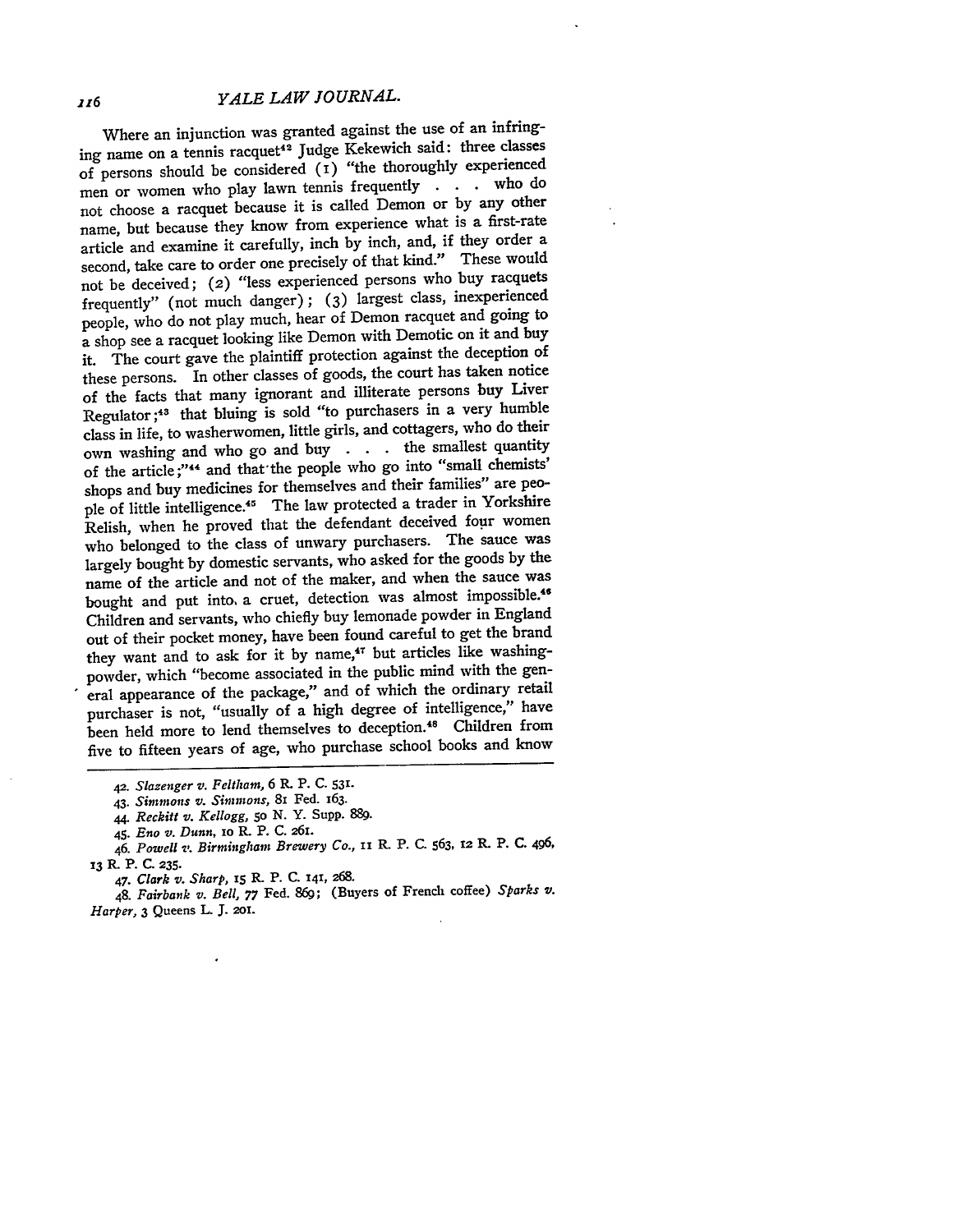Where an injunction was granted against the use of an infringing name on a tennis racquet[42] Judge Kekewich said: three classes of persons should be considered (1) "the thoroughly experienced men or women who play lawn tennis frequently . . . who do not choose a racquet because it is called Demon or by any other name, but because they know from experience what is a first-rate article and examine it carefully, inch by inch, and, if they order a second, take care to order one precisely of that kind." These would not be deceived; (2) "less experienced persons who buy racquets frequently" (not much danger); (3) largest class, inexperienced people, who do not play much, hear of Demon racquet and going to a shop see a racquet looking like Demon with Demotic on it and buy it. The court gave the plaintiff protection against the deception of these persons. In other classes of goods, the court has taken notice of the facts that many ignorant and illiterate persons buy Liver Regulator;[43] that bluing is sold "to purchasers in a very humble class in life, to washerwomen, little girls, and cottagers, who do their own washing and who go and buy . . . the smallest quantity of the article;"[44] and that the people who go into "small chemists' shops and buy medicines for themselves and their families" are people of little intelligence.[45] The law protected a trader in Yorkshire Relish, when he proved that the defendant deceived four women who belonged to the class of unwary purchasers. The sauce was largely bought by domestic servants, who asked for the goods by the name of the article and not of the maker, and when the sauce was bought and put into a cruet, detection was almost impossible.[46] Children and servants, who chiefly buy lemonade powder in England out of their pocket money, have been found careful to get the brand they want and to ask for it by name,[47] but articles like washing-powder, which "become associated in the public mind with the general appearance of the package," and of which the ordinary retail purchaser is not, "usually of a high degree of intelligence," have been held more to lend themselves to deception.[48] Children from five to fifteen years of age, who purchase school books and know

---

42. *Slazenger v. Feltham*, 6 R. P. C. 531.

43. *Simmons v. Simmons*, 81 Fed. 163.

44. *Reckitt v. Kellogg*, 50 N. Y. Supp. 889.

45. *Eno v. Dunn*, 10 R. P. C. 261.

46. *Powell v. Birmingham Brewery Co.*, 11 R. P. C. 563, 12 R. P. C. 496, 13 R. P. C. 235.

47. *Clark v. Sharp*, 15 R. P. C. 141, 268.

48. *Fairbank v. Bell*, 77 Fed. 869; (Buyers of French coffee) *Sparks v. Harper*, 3 Queens L. J. 201.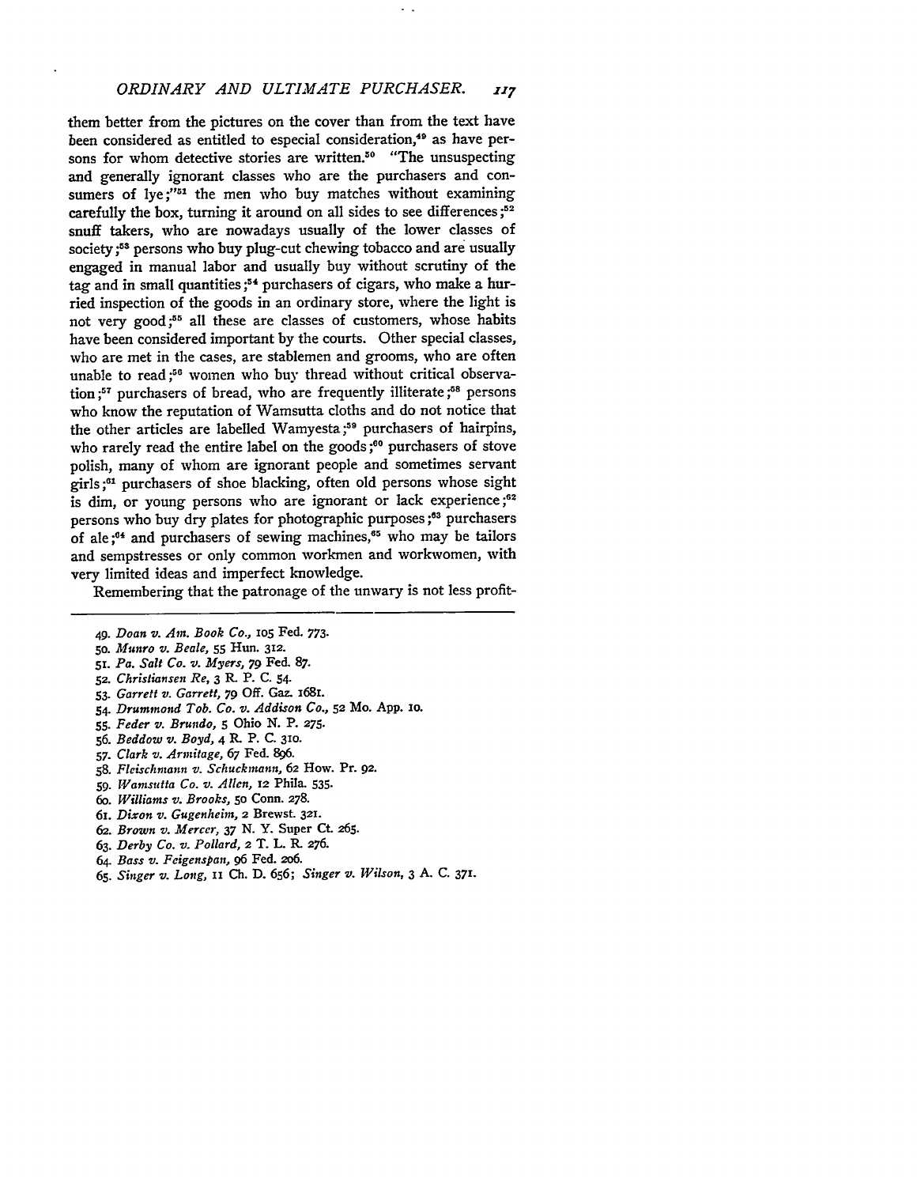them better from the pictures on the cover than from the text have been considered as entitled to especial consideration,[49] as have persons for whom detective stories are written.[50] "The unsuspecting and generally ignorant classes who are the purchasers and consumers of lye;"[51] the men who buy matches without examining carefully the box, turning it around on all sides to see differences;[52] snuff takers, who are nowadays usually of the lower classes of society;[53] persons who buy plug-cut chewing tobacco and are usually engaged in manual labor and usually buy without scrutiny of the tag and in small quantities;[54] purchasers of cigars, who make a hurried inspection of the goods in an ordinary store, where the light is not very good;[55] all these are classes of customers, whose habits have been considered important by the courts. Other special classes, who are met in the cases, are stablemen and grooms, who are often unable to read;[56] women who buy thread without critical observation;[57] purchasers of bread, who are frequently illiterate;[58] persons who know the reputation of Wamsutta cloths and do not notice that the other articles are labelled Wamyesta;[59] purchasers of hairpins, who rarely read the entire label on the goods;[60] purchasers of stove polish, many of whom are ignorant people and sometimes servant girls;[61] purchasers of shoe blacking, often old persons whose sight is dim, or young persons who are ignorant or lack experience;[62] persons who buy dry plates for photographic purposes;[63] purchasers of ale;[64] and purchasers of sewing machines,[65] who may be tailors and sempstresses or only common workmen and workwomen, with very limited ideas and imperfect knowledge.

Remembering that the patronage of the unwary is not less profit-

---

49. *Doan v. Am. Book Co.*, 105 Fed. 773.
50. *Munro v. Beale*, 55 Hun. 312.
51. *Pa. Salt Co. v. Myers*, 79 Fed. 87.
52. *Christiansen Re*, 3 R. P. C. 54.
53. *Garrett v. Garrett*, 79 Off. Gaz. 1681.
54. *Drummond Tob. Co. v. Addison Co.*, 52 Mo. App. 10.
55. *Feder v. Brundo*, 5 Ohio N. P. 275.
56. *Beddow v. Boyd*, 4 R. P. C. 310.
57. *Clark v. Armitage*, 67 Fed. 896.
58. *Fleischmann v. Schuckmann*, 62 How. Pr. 92.
59. *Wamsutta Co. v. Allen*, 12 Phila. 535.
60. *Williams v. Brooks*, 50 Conn. 278.
61. *Dixon v. Gugenheim*, 2 Brewst. 321.
62. *Brown v. Mercer*, 37 N. Y. Super Ct. 265.
63. *Derby Co. v. Pollard*, 2 T. L. R. 276.
64. *Bass v. Feigenspan*, 96 Fed. 206.
65. *Singer v. Long*, 11 Ch. D. 656; *Singer v. Wilson*, 3 A. C. 371.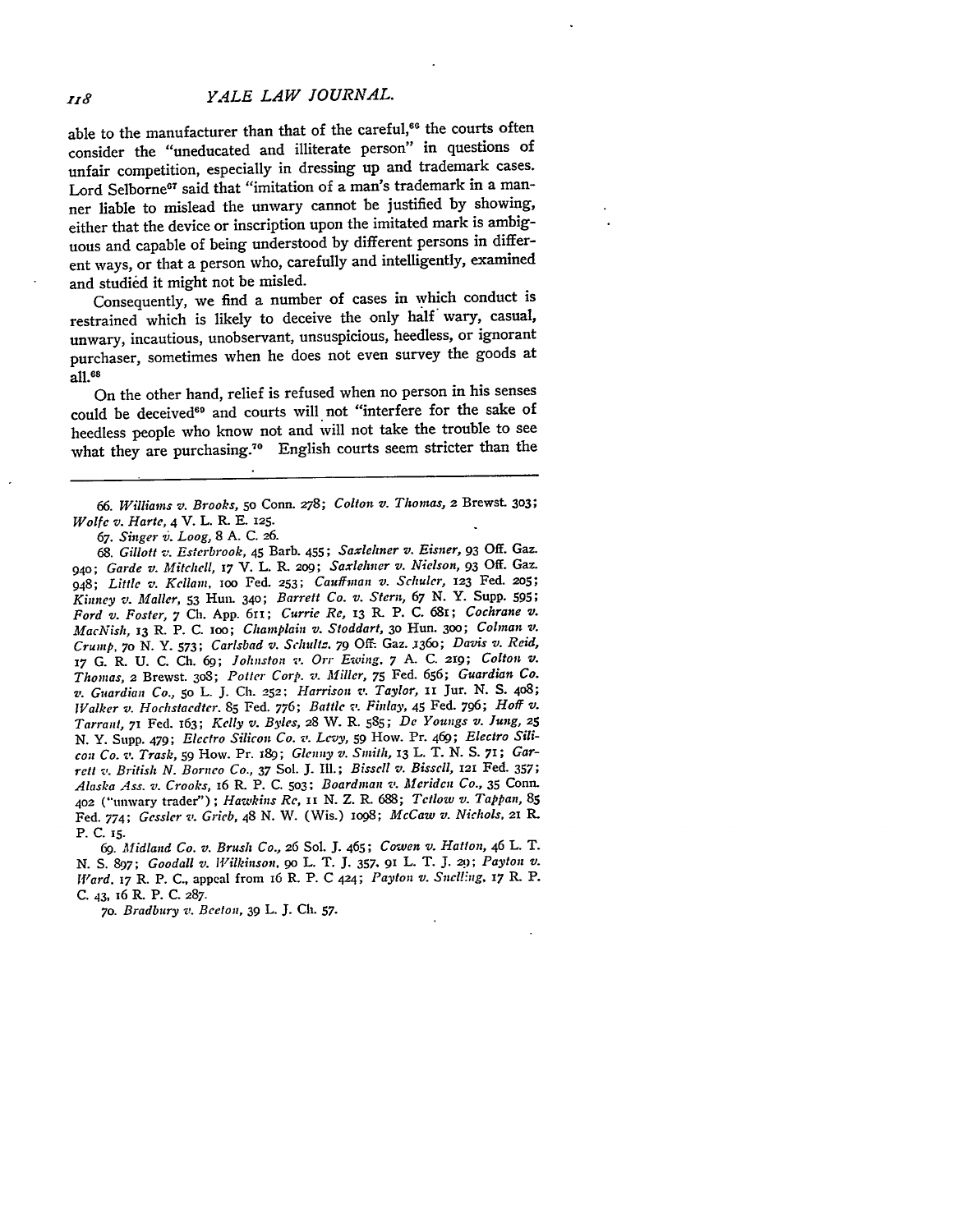able to the manufacturer than that of the careful,[66] the courts often consider the "uneducated and illiterate person" in questions of unfair competition, especially in dressing up and trademark cases. Lord Selborne[67] said that "imitation of a man's trademark in a manner liable to mislead the unwary cannot be justified by showing, either that the device or inscription upon the imitated mark is ambiguous and capable of being understood by different persons in different ways, or that a person who, carefully and intelligently, examined and studied it might not be misled.

Consequently, we find a number of cases in which conduct is restrained which is likely to deceive the only half wary, casual, unwary, incautious, unobservant, unsuspicious, heedless, or ignorant purchaser, sometimes when he does not even survey the goods at all.[68]

On the other hand, relief is refused when no person in his senses could be deceived[69] and courts will not "interfere for the sake of heedless people who know not and will not take the trouble to see what they are purchasing.[70] English courts seem stricter than the

---

66. *Williams v. Brooks*, 50 Conn. 278; *Colton v. Thomas*, 2 Brewst. 303; *Wolfe v. Harte*, 4 V. L. R. E. 125.

67. *Singer v. Loog*, 8 A. C. 26.

68. *Gillott v. Esterbrook*, 45 Barb. 455; *Saxlehner v. Eisner*, 93 Off. Gaz. 940; *Garde v. Mitchell*, 17 V. L. R. 209; *Saxlehner v. Nielson*, 93 Off. Gaz. 948; *Little v. Kellam*, 100 Fed. 253; *Cauffman v. Schuler*, 123 Fed. 205; *Kinney v. Maller*, 53 Hun. 340; *Barrett Co. v. Stern*, 67 N. Y. Supp. 595; *Ford v. Foster*, 7 Ch. App. 611; *Currie Re*, 13 R. P. C. 681; *Cochrane v. MacNish*, 13 R. P. C. 100; *Champlain v. Stoddart*, 30 Hun. 300; *Colman v. Crump*, 70 N. Y. 573; *Carlsbad v. Schultz*, 79 Off. Gaz. 1360; *Davis v. Reid*, 17 G. R. U. C. Ch. 69; *Johnston v. Orr Ewing*, 7 A. C. 219; *Colton v. Thomas*, 2 Brewst. 308; *Potter Corp. v. Miller*, 75 Fed. 656; *Guardian Co. v. Guardian Co.*, 50 L. J. Ch. 252; *Harrison v. Taylor*, 11 Jur. N. S. 408; *Walker v. Hochstaedter*, 85 Fed. 776; *Battle v. Finlay*, 45 Fed. 796; *Hoff v. Tarrant*, 71 Fed. 163; *Kelly v. Byles*, 28 W. R. 585; *De Youngs v. Jung*, 25 N. Y. Supp. 479; *Electro Silicon Co. v. Levy*, 59 How. Pr. 469; *Electro Silicon Co. v. Trask*, 59 How. Pr. 189; *Glenny v. Smith*, 13 L. T. N. S. 71; *Garrett v. British N. Borneo Co.*, 37 Sol. J. Ill.; *Bissell v. Bissell*, 121 Fed. 357; *Alaska Ass. v. Crooks*, 16 R. P. C. 503; *Boardman v. Meriden Co.*, 35 Conn. 402 ("unwary trader"); *Hawkins Re*, 11 N. Z. R. 688; *Tetlow v. Tappan*, 85 Fed. 774; *Gessler v. Grieb*, 48 N. W. (Wis.) 1098; *McCaw v. Nichols*, 21 R. P. C. 15.

69. *Midland Co. v. Brush Co.*, 26 Sol. J. 465; *Cowen v. Hatton*, 46 L. T. N. S. 897; *Goodall v. Wilkinson*, 90 L. T. J. 357, 91 L. T. J. 29; *Payton v. Ward*, 17 R. P. C., appeal from 16 R. P. C 424; *Payton v. Snelling*, 17 R. P. C. 43, 16 R. P. C. 287.

70. *Bradbury v. Beeton*, 39 L. J. Ch. 57.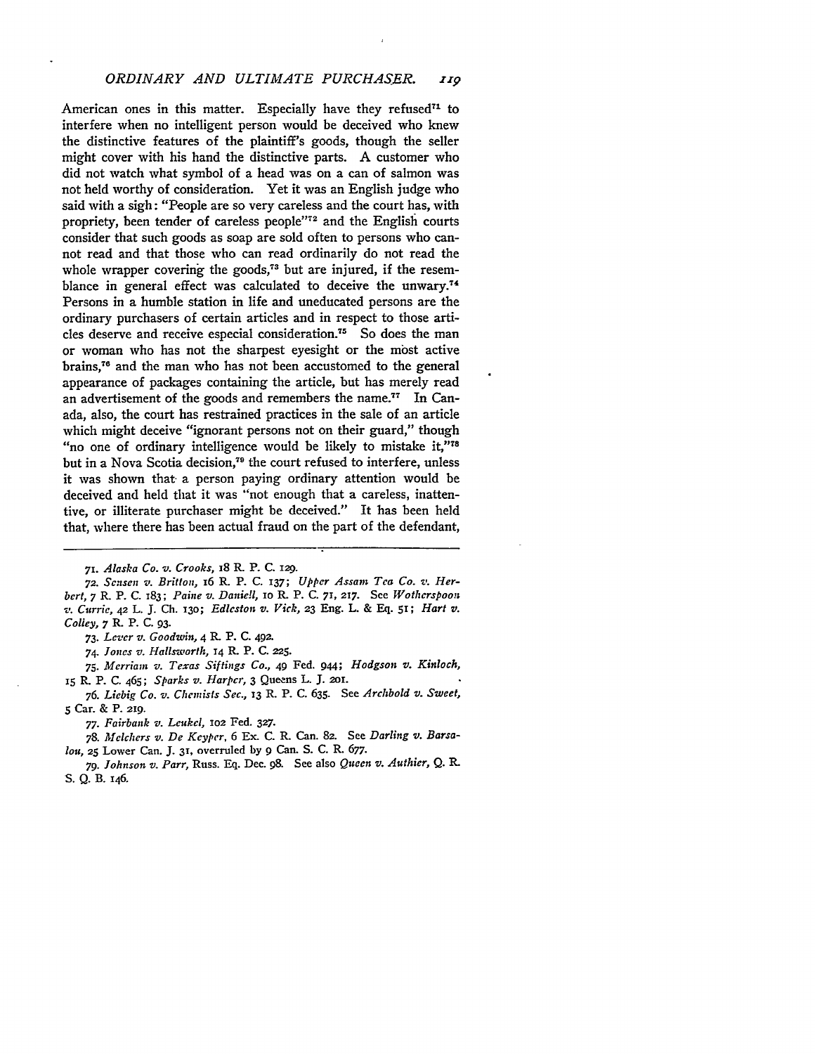American ones in this matter. Especially have they refused[71] to interfere when no intelligent person would be deceived who knew the distinctive features of the plaintiff's goods, though the seller might cover with his hand the distinctive parts. A customer who did not watch what symbol of a head was on a can of salmon was not held worthy of consideration. Yet it was an English judge who said with a sigh: "People are so very careless and the court has, with propriety, been tender of careless people"[72] and the English courts consider that such goods as soap are sold often to persons who cannot read and that those who can read ordinarily do not read the whole wrapper covering the goods,[73] but are injured, if the resemblance in general effect was calculated to deceive the unwary.[74] Persons in a humble station in life and uneducated persons are the ordinary purchasers of certain articles and in respect to those articles deserve and receive especial consideration.[75] So does the man or woman who has not the sharpest eyesight or the most active brains,[76] and the man who has not been accustomed to the general appearance of packages containing the article, but has merely read an advertisement of the goods and remembers the name.[77] In Canada, also, the court has restrained practices in the sale of an article which might deceive "ignorant persons not on their guard," though "no one of ordinary intelligence would be likely to mistake it,"[78] but in a Nova Scotia decision,[79] the court refused to interfere, unless it was shown that a person paying ordinary attention would be deceived and held that it was "not enough that a careless, inattentive, or illiterate purchaser might be deceived." It has been held that, where there has been actual fraud on the part of the defendant,

---

71. *Alaska Co. v. Crooks*, 18 R. P. C. 129.

72. *Sensen v. Britton*, 16 R. P. C. 137; *Upper Assam Tea Co. v. Herbert*, 7 R. P. C. 183; *Paine v. Daniell*, 10 R. P. C. 71, 217. See *Wotherspoon v. Currie*, 42 L. J. Ch. 130; *Edleston v. Vick*, 23 Eng. L. & Eq. 51; *Hart v. Colley*, 7 R. P. C. 93.

73. *Lever v. Goodwin*, 4 R. P. C. 492.

74. *Jones v. Hallsworth*, 14 R. P. C. 225.

75. *Merriam v. Texas Siftings Co.*, 49 Fed. 944; *Hodgson v. Kinloch*, 15 R. P. C. 465; *Sparks v. Harper*, 3 Queens L. J. 201.

76. *Liebig Co. v. Chemists Sec.*, 13 R. P. C. 635. See *Archbold v. Sweet*, 5 Car. & P. 219.

77. *Fairbank v. Leukel*, 102 Fed. 327.

78. *Melchers v. De Keyper*, 6 Ex. C. R. Can. 82. See *Darling v. Barsalou*, 25 Lower Can. J. 31, overruled by 9 Can. S. C. R. 677.

79. *Johnson v. Parr*, Russ. Eq. Dec. 98. See also *Queen v. Authier*, Q. R. S. Q. B. 146.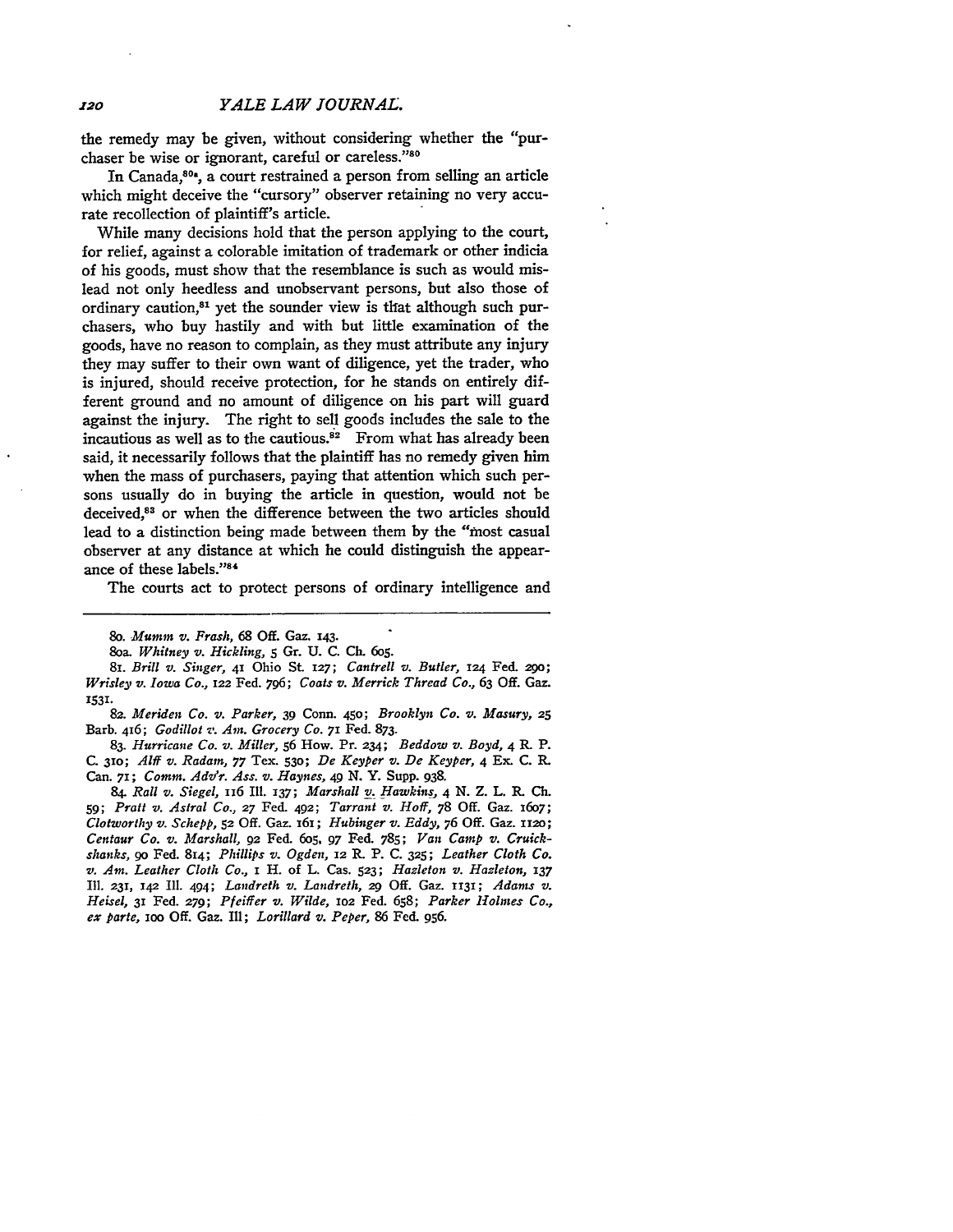the remedy may be given, without considering whether the "purchaser be wise or ignorant, careful or careless."[80]

In Canada,[80a], a court restrained a person from selling an article which might deceive the "cursory" observer retaining no very accurate recollection of plaintiff's article.

While many decisions hold that the person applying to the court, for relief, against a colorable imitation of trademark or other indicia of his goods, must show that the resemblance is such as would mislead not only heedless and unobservant persons, but also those of ordinary caution,[81] yet the sounder view is that although such purchasers, who buy hastily and with but little examination of the goods, have no reason to complain, as they must attribute any injury they may suffer to their own want of diligence, yet the trader, who is injured, should receive protection, for he stands on entirely different ground and no amount of diligence on his part will guard against the injury. The right to sell goods includes the sale to the incautious as well as to the cautious.[82] From what has already been said, it necessarily follows that the plaintiff has no remedy given him when the mass of purchasers, paying that attention which such persons usually do in buying the article in question, would not be deceived,[83] or when the difference between the two articles should lead to a distinction being made between them by the "most casual observer at any distance at which he could distinguish the appearance of these labels."[84]

The courts act to protect persons of ordinary intelligence and

---

80. *Mumm v. Frash*, 68 Off. Gaz. 143.

80a. *Whitney v. Hickling*, 5 Gr. U. C. Ch. 605.

81. *Brill v. Singer*, 41 Ohio St. 127; *Cantrell v. Butler*, 124 Fed. 290; *Wrisley v. Iowa Co.*, 122 Fed. 796; *Coats v. Merrick Thread Co.*, 63 Off. Gaz. 1531.

82. *Meriden Co. v. Parker*, 39 Conn. 450; *Brooklyn Co. v. Masury*, 25 Barb. 416; *Godillot v. Am. Grocery Co.* 71 Fed. 873.

83. *Hurricane Co. v. Miller*, 56 How. Pr. 234; *Beddow v. Boyd*, 4 R. P. C. 310; *Alff v. Radam*, 77 Tex. 530; *De Keyper v. De Keyper*, 4 Ex. C. R. Can. 71; *Comm. Adv'r. Ass. v. Haynes*, 49 N. Y. Supp. 938.

84. *Rall v. Siegel*, 116 Ill. 137; *Marshall v. Hawkins*, 4 N. Z. L. R. Ch. 59; *Pratt v. Astral Co.*, 27 Fed. 492; *Tarrant v. Hoff*, 78 Off. Gaz. 1607; *Clotworthy v. Schepp*, 52 Off. Gaz. 161; *Hubinger v. Eddy*, 76 Off. Gaz. 1120; *Centaur Co. v. Marshall*, 92 Fed. 605, 97 Fed. 785; *Van Camp v. Cruickshanks*, 90 Fed. 814; *Phillips v. Ogden*, 12 R. P. C. 325; *Leather Cloth Co. v. Am. Leather Cloth Co.*, 1 H. of L. Cas. 523; *Hazleton v. Hazleton*, 137 Ill. 231, 142 Ill. 494; *Landreth v. Landreth*, 29 Off. Gaz. 1131; *Adams v. Heisel*, 31 Fed. 279; *Pfeiffer v. Wilde*, 102 Fed. 658; *Parker Holmes Co., ex parte*, 100 Off. Gaz. Ill; *Lorillard v. Peper*, 86 Fed. 956.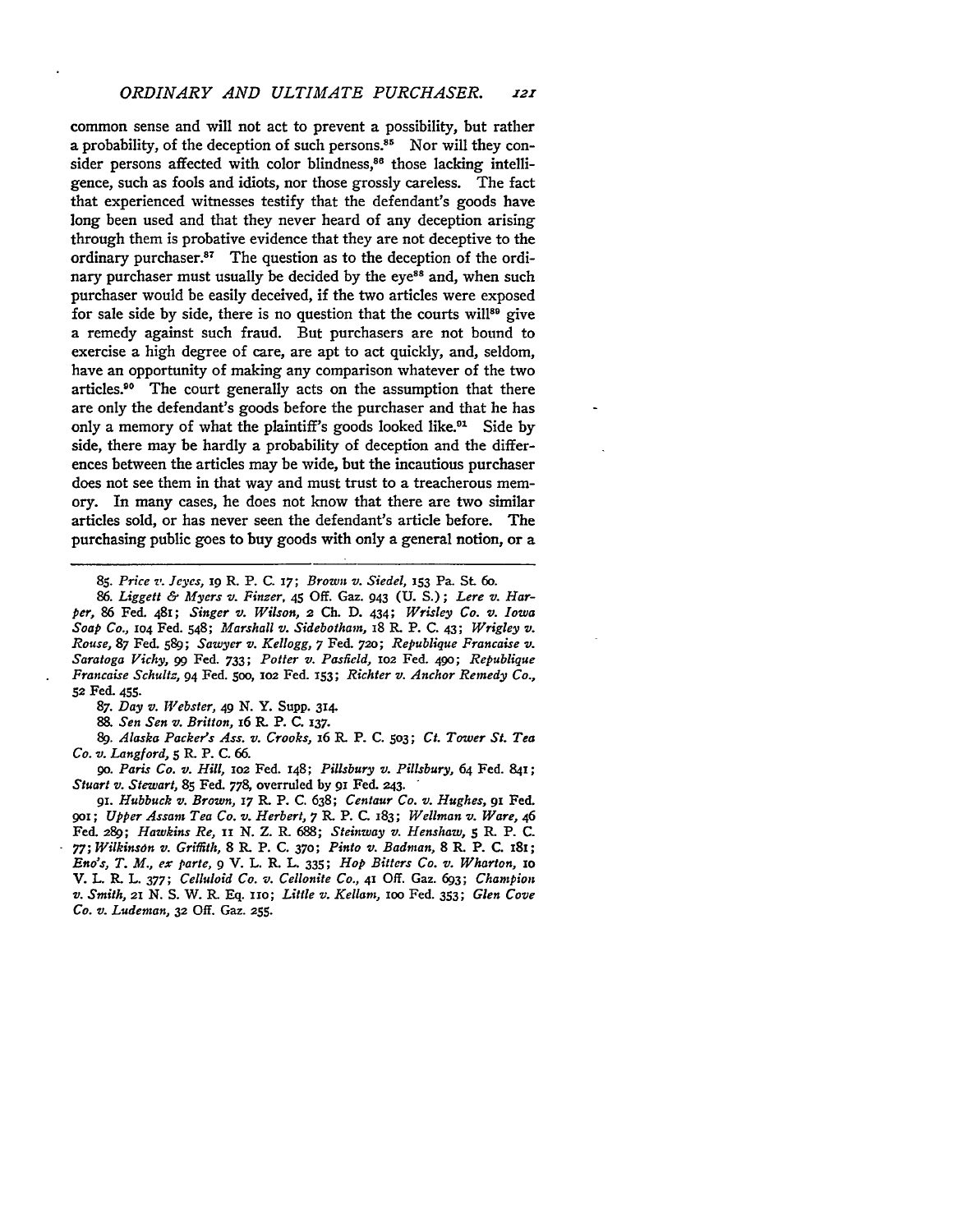common sense and will not act to prevent a possibility, but rather a probability, of the deception of such persons.[85] Nor will they consider persons affected with color blindness,[86] those lacking intelligence, such as fools and idiots, nor those grossly careless. The fact that experienced witnesses testify that the defendant's goods have long been used and that they never heard of any deception arising through them is probative evidence that they are not deceptive to the ordinary purchaser.[87] The question as to the deception of the ordinary purchaser must usually be decided by the eye[88] and, when such purchaser would be easily deceived, if the two articles were exposed for sale side by side, there is no question that the courts will[89] give a remedy against such fraud. But purchasers are not bound to exercise a high degree of care, are apt to act quickly, and, seldom, have an opportunity of making any comparison whatever of the two articles.[90] The court generally acts on the assumption that there are only the defendant's goods before the purchaser and that he has only a memory of what the plaintiff's goods looked like.[91] Side by side, there may be hardly a probability of deception and the differences between the articles may be wide, but the incautious purchaser does not see them in that way and must trust to a treacherous memory. In many cases, he does not know that there are two similar articles sold, or has never seen the defendant's article before. The purchasing public goes to buy goods with only a general notion, or a

---

85. *Price v. Jeyes*, 19 R. P. C. 17; *Brown v. Siedel*, 153 Pa. St. 60.

86. *Liggett & Myers v. Finzer*, 45 Off. Gaz. 943 (U. S.); *Lere v. Harper*, 86 Fed. 481; *Singer v. Wilson*, 2 Ch. D. 434; *Wrisley Co. v. Iowa Soap Co.*, 104 Fed. 548; *Marshall v. Sidebotham*, 18 R. P. C. 43; *Wrigley v. Rouse*, 87 Fed. 589; *Sawyer v. Kellogg*, 7 Fed. 720; *Republique Francaise v. Saratoga Vichy*, 99 Fed. 733; *Potter v. Pasfield*, 102 Fed. 490; *Republique Francaise Schultz*, 94 Fed. 500, 102 Fed. 153; *Richter v. Anchor Remedy Co.*, 52 Fed. 455.

87. *Day v. Webster*, 49 N. Y. Supp. 314.

88. *Sen Sen v. Britton*, 16 R. P. C. 137.

89. *Alaska Packer's Ass. v. Crooks*, 16 R. P. C. 503; *Ct. Tower St. Tea Co. v. Langford*, 5 R. P. C. 66.

90. *Paris Co. v. Hill*, 102 Fed. 148; *Pillsbury v. Pillsbury*, 64 Fed. 841; *Stuart v. Stewart*, 85 Fed. 778, overruled by 91 Fed. 243.

91. *Hubbuck v. Brown*, 17 R. P. C. 638; *Centaur Co. v. Hughes*, 91 Fed. 901; *Upper Assam Tea Co. v. Herbert*, 7 R. P. C. 183; *Wellman v. Ware*, 46 Fed. 289; *Hawkins Re*, 11 N. Z. R. 688; *Steinway v. Henshaw*, 5 R. P. C. 77; *Wilkinson v. Griffith*, 8 R. P. C. 370; *Pinto v. Badman*, 8 R. P. C. 181; *Eno's, T. M., ex parte*, 9 V. L. R. L. 335; *Hop Bitters Co. v. Wharton*, 10 V. L. R. L. 377; *Celluloid Co. v. Cellonite Co.*, 41 Off. Gaz. 693; *Champion v. Smith*, 21 N. S. W. R. Eq. 110; *Little v. Kellam*, 100 Fed. 353; *Glen Cove Co. v. Ludeman*, 32 Off. Gaz. 255.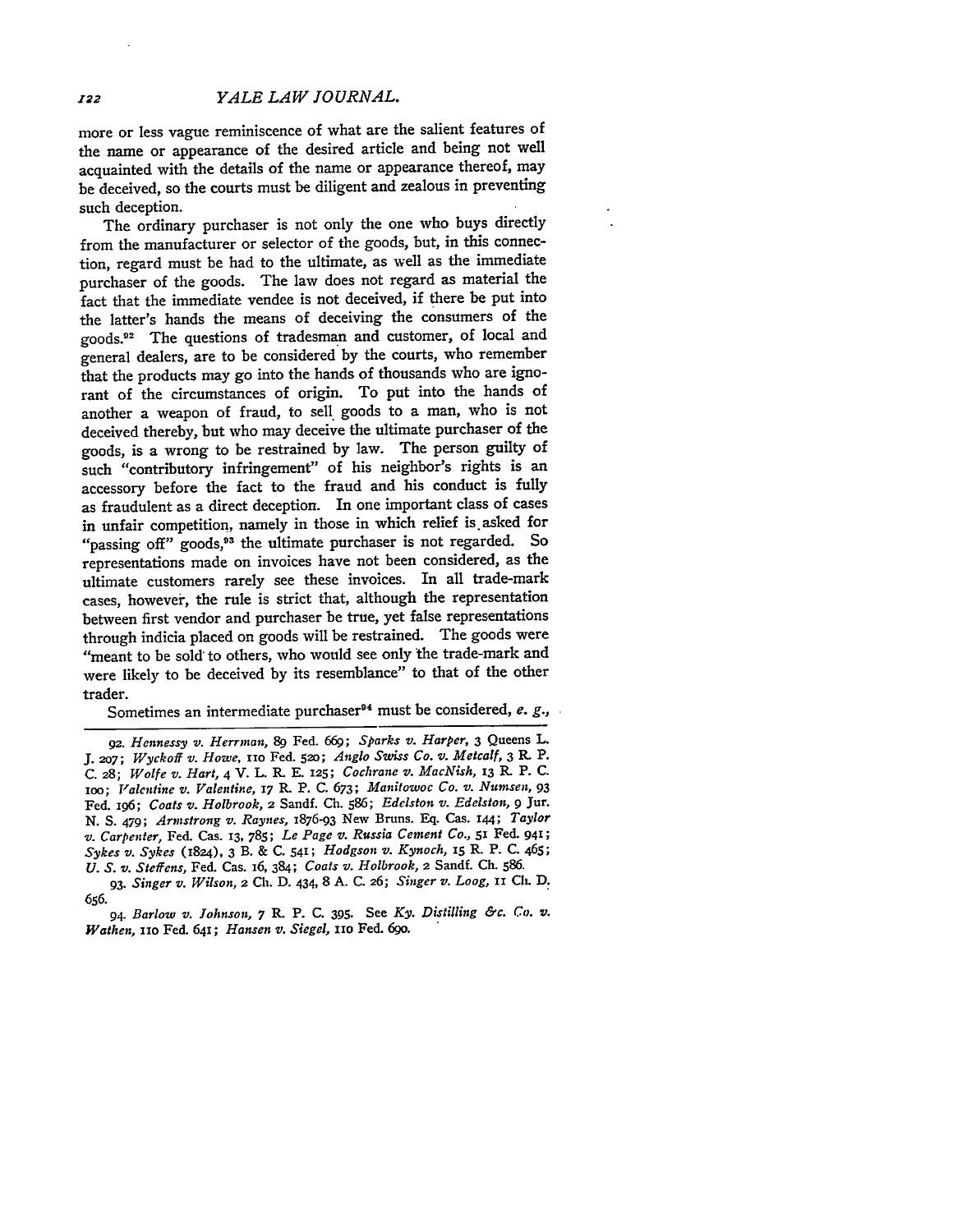more or less vague reminiscence of what are the salient features of the name or appearance of the desired article and being not well acquainted with the details of the name or appearance thereof, may be deceived, so the courts must be diligent and zealous in preventing such deception.

The ordinary purchaser is not only the one who buys directly from the manufacturer or selector of the goods, but, in this connection, regard must be had to the ultimate, as well as the immediate purchaser of the goods. The law does not regard as material the fact that the immediate vendee is not deceived, if there be put into the latter's hands the means of deceiving the consumers of the goods.[92] The questions of tradesman and customer, of local and general dealers, are to be considered by the courts, who remember that the products may go into the hands of thousands who are ignorant of the circumstances of origin. To put into the hands of another a weapon of fraud, to sell goods to a man, who is not deceived thereby, but who may deceive the ultimate purchaser of the goods, is a wrong to be restrained by law. The person guilty of such "contributory infringement" of his neighbor's rights is an accessory before the fact to the fraud and his conduct is fully as fraudulent as a direct deception. In one important class of cases in unfair competition, namely in those in which relief is asked for "passing off" goods,[93] the ultimate purchaser is not regarded. So representations made on invoices have not been considered, as the ultimate customers rarely see these invoices. In all trade-mark cases, however, the rule is strict that, although the representation between first vendor and purchaser be true, yet false representations through indicia placed on goods will be restrained. The goods were "meant to be sold to others, who would see only the trade-mark and were likely to be deceived by its resemblance" to that of the other trader.

Sometimes an intermediate purchaser[94] must be considered, *e. g.*,

---

92. *Hennessy v. Herrman*, 89 Fed. 669; *Sparks v. Harper*, 3 Queens L. J. 207; *Wyckoff v. Howe*, 110 Fed. 520; *Anglo Swiss Co. v. Metcalf*, 3 R. P. C. 28; *Wolfe v. Hart*, 4 V. L. R. E. 125; *Cochrane v. MacNish*, 13 R. P. C. 100; *Valentine v. Valentine*, 17 R. P. C. 673; *Manitowoc Co. v. Numsen*, 93 Fed. 196; *Coats v. Holbrook*, 2 Sandf. Ch. 586; *Edelston v. Edelston*, 9 Jur. N. S. 479; *Armstrong v. Raynes*, 1876-93 New Bruns. Eq. Cas. 144; *Taylor v. Carpenter*, Fed. Cas. 13, 785; *Le Page v. Russia Cement Co.*, 51 Fed. 941; *Sykes v. Sykes* (1824), 3 B. & C. 541; *Hodgson v. Kynoch*, 15 R. P. C. 465; *U. S. v. Steffens*, Fed. Cas. 16, 384; *Coats v. Holbrook*, 2 Sandf. Ch. 586.

93. *Singer v. Wilson*, 2 Ch. D. 434, 8 A. C. 26; *Singer v. Loog*, 11 Ch. D. 656.

94. *Barlow v. Johnson*, 7 R. P. C. 395. See *Ky. Distilling &c. Co. v. Wathen*, 110 Fed. 641; *Hansen v. Siegel*, 110 Fed. 690.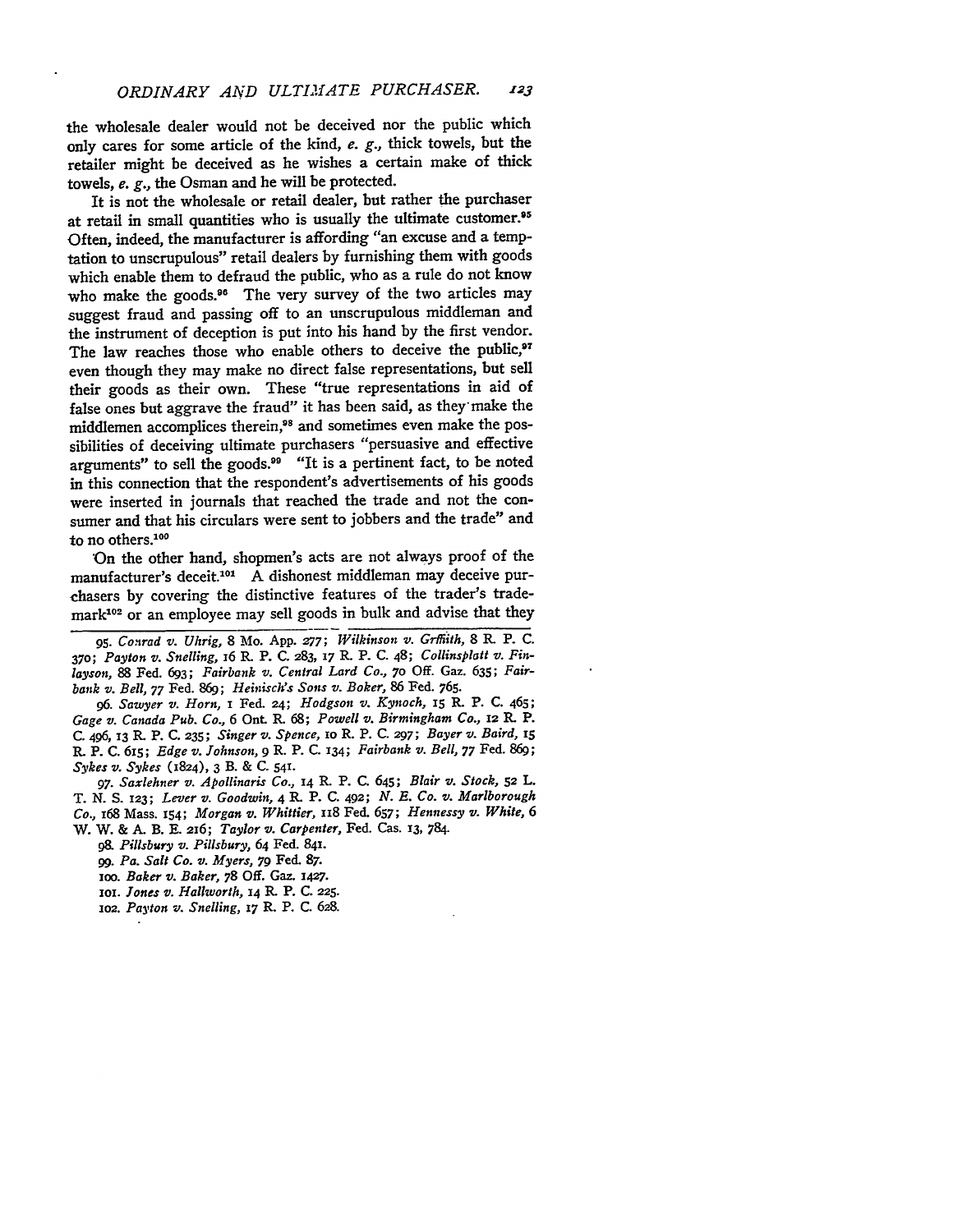the wholesale dealer would not be deceived nor the public which only cares for some article of the kind, *e. g.*, thick towels, but the retailer might be deceived as he wishes a certain make of thick towels, *e. g.*, the Osman and he will be protected.

It is not the wholesale or retail dealer, but rather the purchaser at retail in small quantities who is usually the ultimate customer.[95] Often, indeed, the manufacturer is affording "an excuse and a temptation to unscrupulous" retail dealers by furnishing them with goods which enable them to defraud the public, who as a rule do not know who make the goods.[96] The very survey of the two articles may suggest fraud and passing off to an unscrupulous middleman and the instrument of deception is put into his hand by the first vendor. The law reaches those who enable others to deceive the public,[97] even though they may make no direct false representations, but sell their goods as their own. These "true representations in aid of false ones but aggrave the fraud" it has been said, as they make the middlemen accomplices therein,[98] and sometimes even make the possibilities of deceiving ultimate purchasers "persuasive and effective arguments" to sell the goods.[99] "It is a pertinent fact, to be noted in this connection that the respondent's advertisements of his goods were inserted in journals that reached the trade and not the consumer and that his circulars were sent to jobbers and the trade" and to no others.[100]

On the other hand, shopmen's acts are not always proof of the manufacturer's deceit.[101] A dishonest middleman may deceive purchasers by covering the distinctive features of the trader's trademark[102] or an employee may sell goods in bulk and advise that they

---

95. *Conrad v. Uhrig*, 8 Mo. App. 277; *Wilkinson v. Griffith*, 8 R. P. C. 370; *Payton v. Snelling*, 16 R. P. C. 283, 17 R. P. C. 48; *Collinsplatt v. Finlayson*, 88 Fed. 693; *Fairbank v. Central Lard Co.*, 70 Off. Gaz. 635; *Fairbank v. Bell*, 77 Fed. 869; *Heinisch's Sons v. Boker*, 86 Fed. 765.

96. *Sawyer v. Horn*, 1 Fed. 24; *Hodgson v. Kynoch*, 15 R. P. C. 465; *Gage v. Canada Pub. Co.*, 6 Ont. R. 68; *Powell v. Birmingham Co.*, 12 R. P. C. 496, 13 R. P. C. 235; *Singer v. Spence*, 10 R. P. C. 297; *Bayer v. Baird*, 15 R. P. C. 615; *Edge v. Johnson*, 9 R. P. C. 134; *Fairbank v. Bell*, 77 Fed. 869; *Sykes v. Sykes* (1824), 3 B. & C. 541.

97. *Saxlehner v. Apollinaris Co.*, 14 R. P. C. 645; *Blair v. Stock*, 52 L. T. N. S. 123; *Lever v. Goodwin*, 4 R. P. C. 492; *N. E. Co. v. Marlborough Co.*, 168 Mass. 154; *Morgan v. Whittier*, 118 Fed. 657; *Hennessy v. White*, 6 W. W. & A. B. E. 216; *Taylor v. Carpenter*, Fed. Cas. 13, 784.

98. *Pillsbury v. Pillsbury*, 64 Fed. 841.

99. *Pa. Salt Co. v. Myers*, 79 Fed. 87.

100. *Baker v. Baker*, 78 Off. Gaz. 1427.

101. *Jones v. Hallworth*, 14 R. P. C. 225.

102. *Payton v. Snelling*, 17 R. P. C. 628.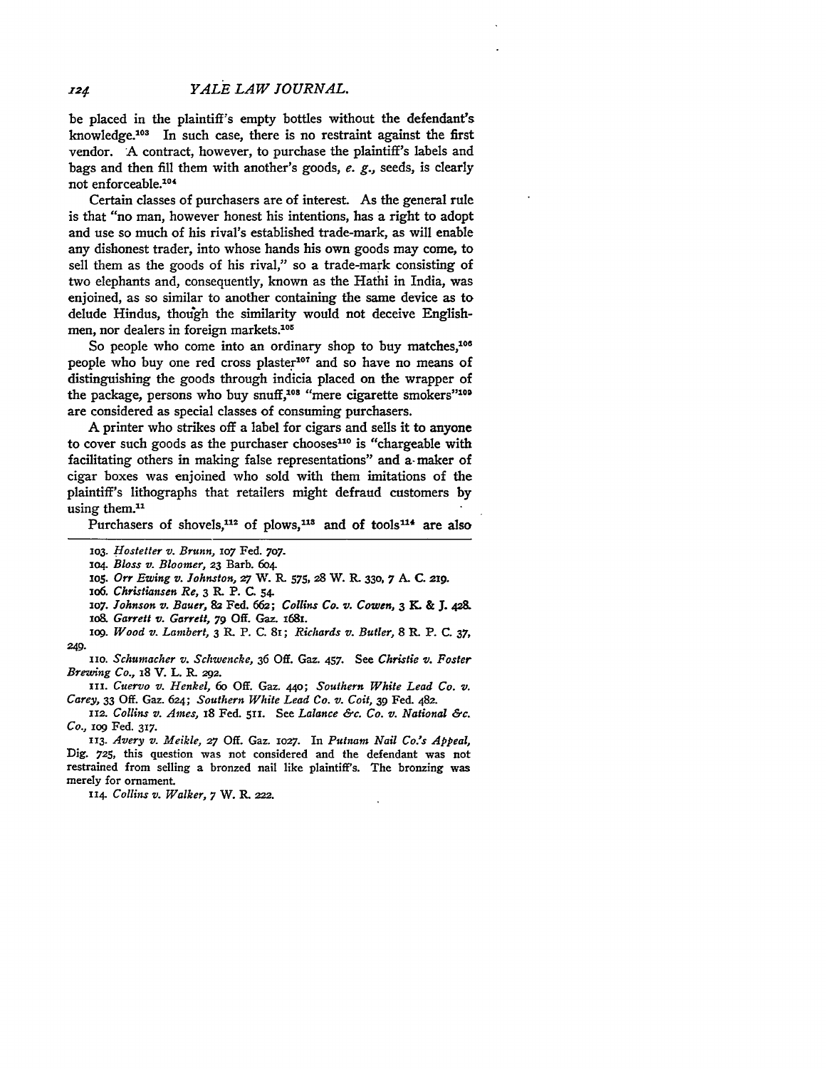be placed in the plaintiff's empty bottles without the defendant's knowledge.[103] In such case, there is no restraint against the first vendor. A contract, however, to purchase the plaintiff's labels and bags and then fill them with another's goods, *e. g.*, seeds, is clearly not enforceable.[104]

Certain classes of purchasers are of interest. As the general rule is that "no man, however honest his intentions, has a right to adopt and use so much of his rival's established trade-mark, as will enable any dishonest trader, into whose hands his own goods may come, to sell them as the goods of his rival," so a trade-mark consisting of two elephants and, consequently, known as the Hathi in India, was enjoined, as so similar to another containing the same device as to delude Hindus, though the similarity would not deceive Englishmen, nor dealers in foreign markets.[105]

So people who come into an ordinary shop to buy matches,[106] people who buy one red cross plaster[107] and so have no means of distinguishing the goods through indicia placed on the wrapper of the package, persons who buy snuff,[108] "mere cigarette smokers"[109] are considered as special classes of consuming purchasers.

A printer who strikes off a label for cigars and sells it to anyone to cover such goods as the purchaser chooses[110] is "chargeable with facilitating others in making false representations" and a maker of cigar boxes was enjoined who sold with them imitations of the plaintiff's lithographs that retailers might defraud customers by using them.[11]

Purchasers of shovels,[112] of plows,[113] and of tools[114] are also

---

103. *Hostetter v. Brunn*, 107 Fed. 707.

104. *Bloss v. Bloomer*, 23 Barb. 604.

105. *Orr Ewing v. Johnston*, 27 W. R. 575, 28 W. R. 330, 7 A. C. 219.

106. *Christiansen Re*, 3 R. P. C. 54.

107. *Johnson v. Bauer*, 82 Fed. 662; *Collins Co. v. Cowen*, 3 K. & J. 428.

108. *Garrett v. Garrett*, 79 Off. Gaz. 1681.

109. *Wood v. Lambert*, 3 R. P. C. 81; *Richards v. Butler*, 8 R. P. C. 37, 249.

110. *Schumacher v. Schwencke*, 36 Off. Gaz. 457. See *Christie v. Foster Brewing Co.*, 18 V. L. R. 292.

111. *Cuervo v. Henkel*, 60 Off. Gaz. 440; *Southern White Lead Co. v. Carey*, 33 Off. Gaz. 624; *Southern White Lead Co. v. Coit*, 39 Fed. 482.

112. *Collins v. Ames*, 18 Fed. 511. See *Lalance &c. Co. v. National &c. Co.*, 109 Fed. 317.

113. *Avery v. Meikle*, 27 Off. Gaz. 1027. In *Putnam Nail Co.'s Appeal*, Dig. 725, this question was not considered and the defendant was not restrained from selling a bronzed nail like plaintiff's. The bronzing was merely for ornament.

114. *Collins v. Walker*, 7 W. R. 222.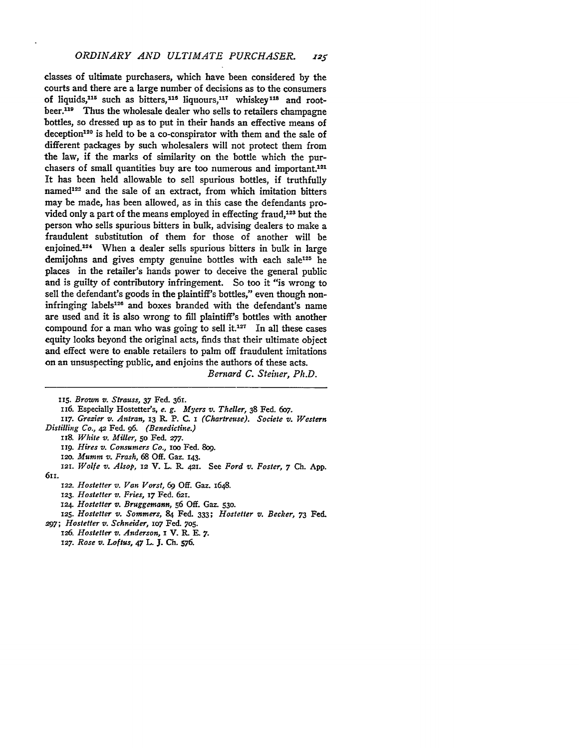classes of ultimate purchasers, which have been considered by the courts and there are a large number of decisions as to the consumers of liquids,[115] such as bitters,[116] liquours,[117] whiskey[118] and root-beer.[119] Thus the wholesale dealer who sells to retailers champagne bottles, so dressed up as to put in their hands an effective means of deception[120] is held to be a co-conspirator with them and the sale of different packages by such wholesalers will not protect them from the law, if the marks of similarity on the bottle which the purchasers of small quantities buy are too numerous and important.[121] It has been held allowable to sell spurious bottles, if truthfully named[122] and the sale of an extract, from which imitation bitters may be made, has been allowed, as in this case the defendants provided only a part of the means employed in effecting fraud,[123] but the person who sells spurious bitters in bulk, advising dealers to make a fraudulent substitution of them for those of another will be enjoined.[124] When a dealer sells spurious bitters in bulk in large demijohns and gives empty genuine bottles with each sale[125] he places in the retailer's hands power to deceive the general public and is guilty of contributory infringement. So too it "is wrong to sell the defendant's goods in the plaintiff's bottles," even though non-infringing labels[126] and boxes branded with the defendant's name are used and it is also wrong to fill plaintiff's bottles with another compound for a man who was going to sell it.[127] In all these cases equity looks beyond the original acts, finds that their ultimate object and effect were to enable retailers to palm off fraudulent imitations on an unsuspecting public, and enjoins the authors of these acts.

*Bernard C. Steiner, Ph.D.*

---

115. *Brown v. Strauss*, 37 Fed. 361.

116. Especially Hostetter's, *e. g. Myers v. Theller*, 38 Fed. 607.

117. *Grezier v. Antran*, 13 R. P. C. 1 *(Chartreuse)*. *Societe v. Western Distilling Co.*, 42 Fed. 96. *(Benedictine.)*

118. *White v. Miller*, 50 Fed. 277.

119. *Hires v. Consumers Co.*, 100 Fed. 809.

120. *Mumm v. Frash*, 68 Off. Gaz. 143.

121. *Wolfe v. Alsop*, 12 V. L. R. 421. See *Ford v. Foster*, 7 Ch. App. 611.

122. *Hostetter v. Van Vorst*, 69 Off. Gaz. 1648.

123. *Hostetter v. Fries*, 17 Fed. 621.

124. *Hostetter v. Bruggemann*, 56 Off. Gaz. 530.

125. *Hostetter v. Sommers*, 84 Fed. 333; *Hostetter v. Becker*, 73 Fed. 297; *Hostetter v. Schneider*, 107 Fed. 705.

126. *Hostetter v. Anderson*, 1 V. R. E. 7.

127. *Rose v. Loftus*, 47 L. J. Ch. 576.